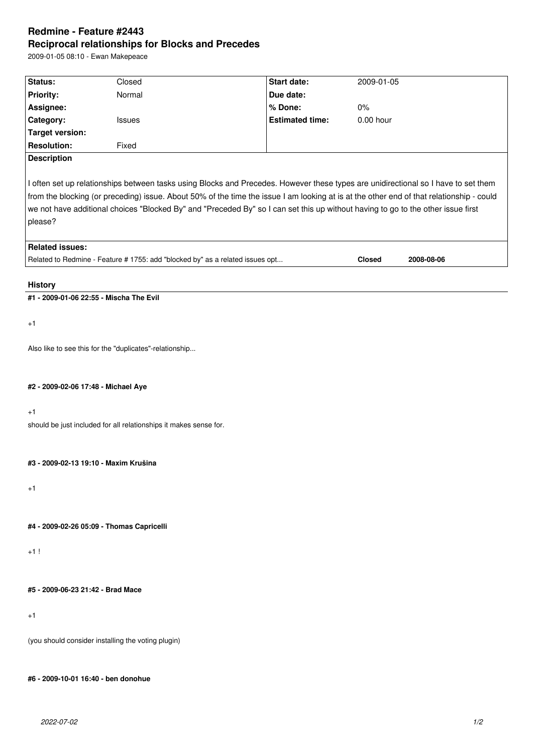# Redmine - Feature #2443

## Reciprocal relationships for Blocks and Precedes

2009-01-05 08:10 - Ewan Makepeace

| Status: | Closed | Start date: | 2009-01-05 |
|---|---|---|---|
| Priority: | Normal | Due date: | |
| Assignee: | | % Done: | 0% |
| Category: | Issues | Estimated time: | 0.00 hour |
| Target version: | | | |
| Resolution: | Fixed | | |

**Description**

I often set up relationships between tasks using Blocks and Precedes. However these types are unidirectional so I have to set them from the blocking (or preceding) issue. About 50% of the time the issue I am looking at is at the other end of that relationship - could we not have additional choices "Blocked By" and "Preceded By" so I can set this up without having to go to the other issue first please?

**Related issues:**

| | | |
|---|---|---|
| Related to Redmine - Feature # 1755: add "blocked by" as a related issues opt... | **Closed** | **2008-08-06** |

### History

#### #1 - 2009-01-06 22:55 - Mischa The Evil

+1

Also like to see this for the "duplicates"-relationship...

#### #2 - 2009-02-06 17:48 - Michael Aye

+1
should be just included for all relationships it makes sense for.

#### #3 - 2009-02-13 19:10 - Maxim Krušina

+1

#### #4 - 2009-02-26 05:09 - Thomas Capricelli

+1 !

#### #5 - 2009-06-23 21:42 - Brad Mace

+1

(you should consider installing the voting plugin)

#### #6 - 2009-10-01 16:40 - ben donohue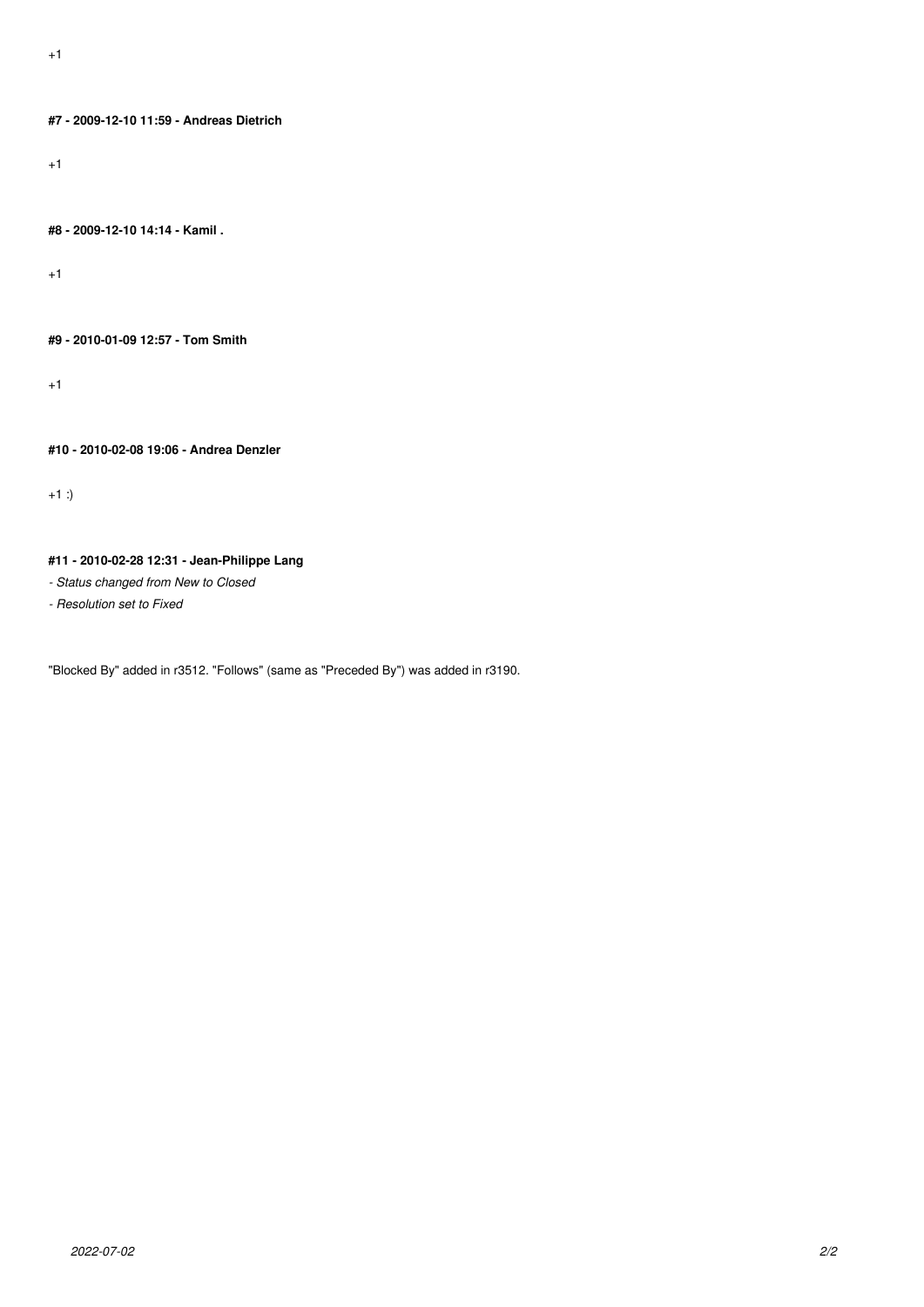+1

**#7 - 2009-12-10 11:59 - Andreas Dietrich**

+1

**#8 - 2009-12-10 14:14 - Kamil .**

+1

**#9 - 2010-01-09 12:57 - Tom Smith**

+1

**#10 - 2010-02-08 19:06 - Andrea Denzler**

+1 :)

**#11 - 2010-02-28 12:31 - Jean-Philippe Lang**

*- Status changed from New to Closed*

*- Resolution set to Fixed*

"Blocked By" added in r3512. "Follows" (same as "Preceded By") was added in r3190.